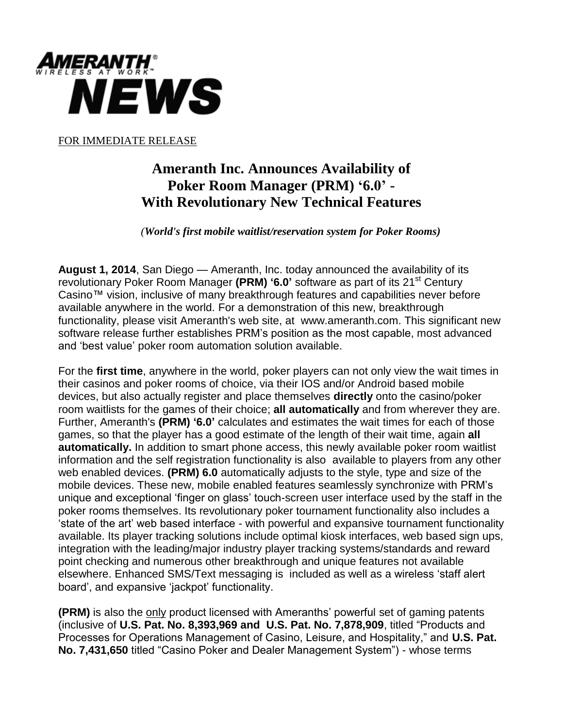**AMERANTH®**
**WIRELESS AT WORK™**
**NEWS**

FOR IMMEDIATE RELEASE

# Ameranth Inc. Announces Availability of Poker Room Manager (PRM) '6.0' - With Revolutionary New Technical Features

*(World's first mobile waitlist/reservation system for Poker Rooms)*

**August 1, 2014**, San Diego — Ameranth, Inc. today announced the availability of its revolutionary Poker Room Manager **(PRM) '6.0'** software as part of its 21st Century Casino™ vision, inclusive of many breakthrough features and capabilities never before available anywhere in the world. For a demonstration of this new, breakthrough functionality, please visit Ameranth's web site, at www.ameranth.com. This significant new software release further establishes PRM's position as the most capable, most advanced and 'best value' poker room automation solution available.

For the **first time**, anywhere in the world, poker players can not only view the wait times in their casinos and poker rooms of choice, via their IOS and/or Android based mobile devices, but also actually register and place themselves **directly** onto the casino/poker room waitlists for the games of their choice; **all automatically** and from wherever they are. Further, Ameranth's **(PRM) '6.0'** calculates and estimates the wait times for each of those games, so that the player has a good estimate of the length of their wait time, again **all automatically.** In addition to smart phone access, this newly available poker room waitlist information and the self registration functionality is also available to players from any other web enabled devices. **(PRM) 6.0** automatically adjusts to the style, type and size of the mobile devices. These new, mobile enabled features seamlessly synchronize with PRM's unique and exceptional 'finger on glass' touch-screen user interface used by the staff in the poker rooms themselves. Its revolutionary poker tournament functionality also includes a 'state of the art' web based interface - with powerful and expansive tournament functionality available. Its player tracking solutions include optimal kiosk interfaces, web based sign ups, integration with the leading/major industry player tracking systems/standards and reward point checking and numerous other breakthrough and unique features not available elsewhere. Enhanced SMS/Text messaging is included as well as a wireless 'staff alert board', and expansive 'jackpot' functionality.

**(PRM)** is also the only product licensed with Ameranths' powerful set of gaming patents (inclusive of **U.S. Pat. No. 8,393,969 and U.S. Pat. No. 7,878,909**, titled "Products and Processes for Operations Management of Casino, Leisure, and Hospitality," and **U.S. Pat. No. 7,431,650** titled "Casino Poker and Dealer Management System") - whose terms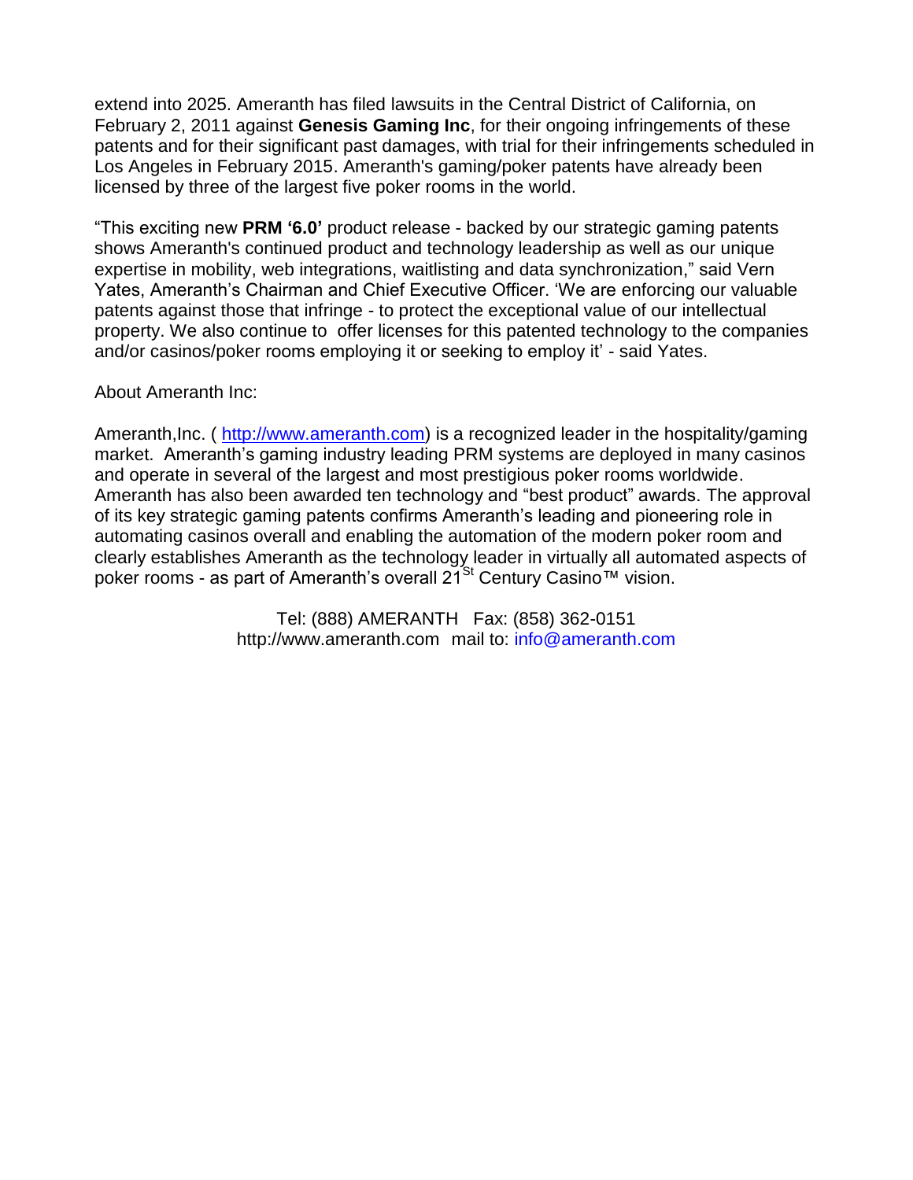extend into 2025. Ameranth has filed lawsuits in the Central District of California, on February 2, 2011 against **Genesis Gaming Inc**, for their ongoing infringements of these patents and for their significant past damages, with trial for their infringements scheduled in Los Angeles in February 2015. Ameranth's gaming/poker patents have already been licensed by three of the largest five poker rooms in the world.

"This exciting new **PRM '6.0'** product release - backed by our strategic gaming patents shows Ameranth's continued product and technology leadership as well as our unique expertise in mobility, web integrations, waitlisting and data synchronization," said Vern Yates, Ameranth's Chairman and Chief Executive Officer. 'We are enforcing our valuable patents against those that infringe - to protect the exceptional value of our intellectual property. We also continue to offer licenses for this patented technology to the companies and/or casinos/poker rooms employing it or seeking to employ it' - said Yates.

About Ameranth Inc:

Ameranth,Inc. ( http://www.ameranth.com) is a recognized leader in the hospitality/gaming market. Ameranth's gaming industry leading PRM systems are deployed in many casinos and operate in several of the largest and most prestigious poker rooms worldwide. Ameranth has also been awarded ten technology and "best product" awards. The approval of its key strategic gaming patents confirms Ameranth's leading and pioneering role in automating casinos overall and enabling the automation of the modern poker room and clearly establishes Ameranth as the technology leader in virtually all automated aspects of poker rooms - as part of Ameranth's overall 21st Century Casino™ vision.

Tel: (888) AMERANTH Fax: (858) 362-0151
http://www.ameranth.com mail to: info@ameranth.com